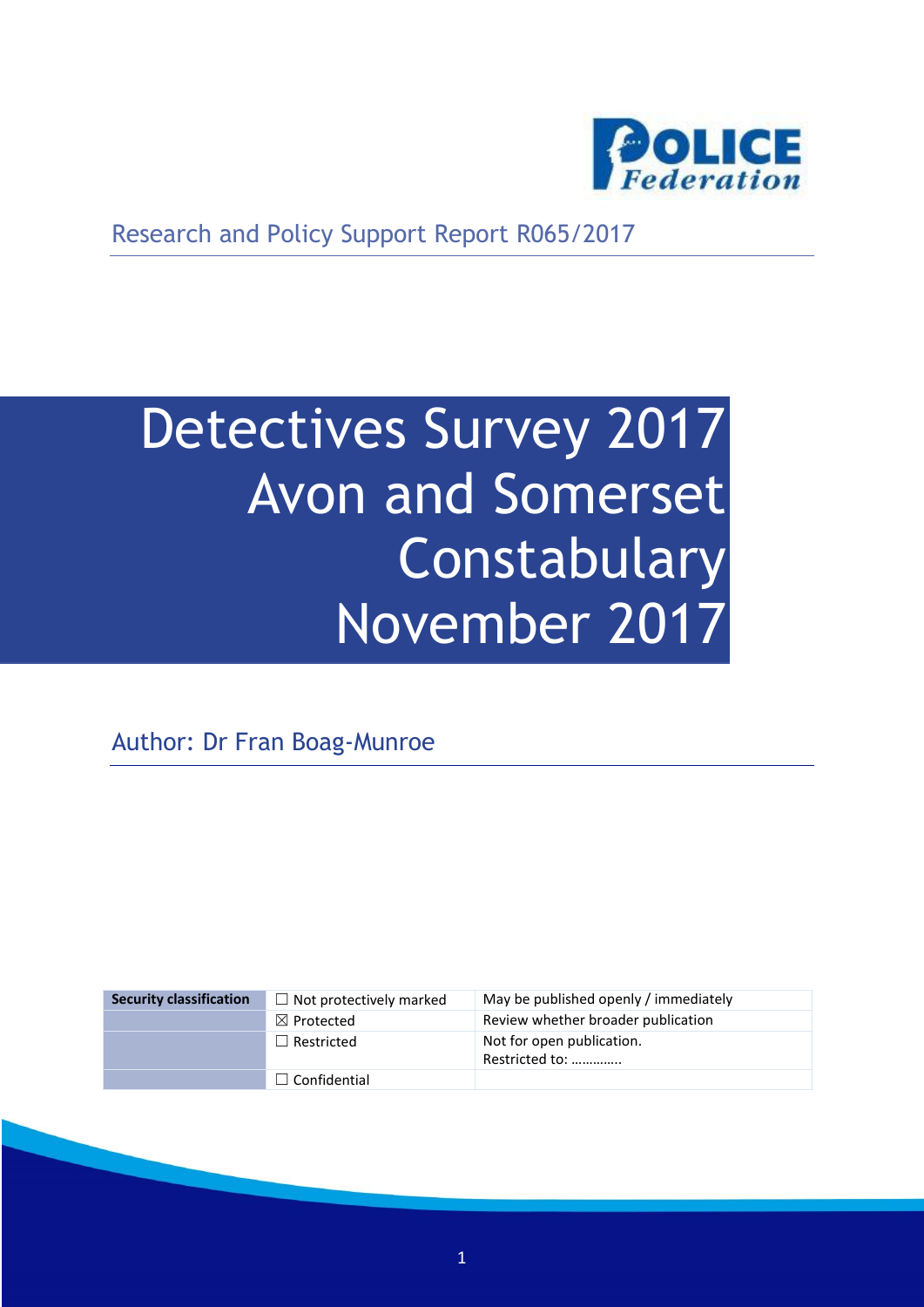Police Federation

Research and Policy Support Report R065/2017

# Detectives Survey 2017 Avon and Somerset Constabulary November 2017

Author: Dr Fran Boag-Munroe

| Security classification | ☐ Not protectively marked | May be published openly / immediately |
|---|---|---|
| | ☒ Protected | Review whether broader publication |
| | ☐ Restricted | Not for open publication. Restricted to: ………….. |
| | ☐ Confidential | |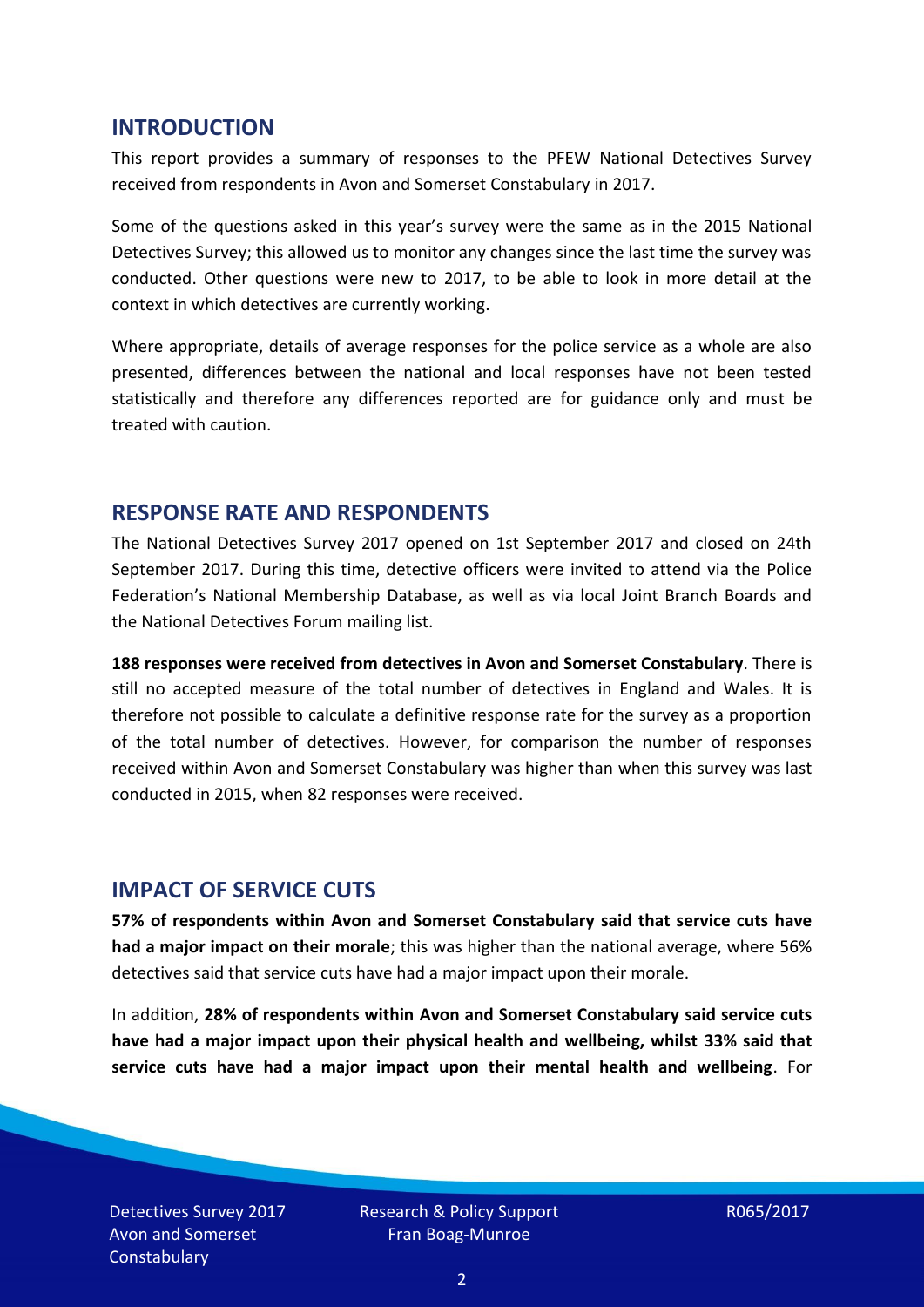## INTRODUCTION

This report provides a summary of responses to the PFEW National Detectives Survey received from respondents in Avon and Somerset Constabulary in 2017.

Some of the questions asked in this year's survey were the same as in the 2015 National Detectives Survey; this allowed us to monitor any changes since the last time the survey was conducted. Other questions were new to 2017, to be able to look in more detail at the context in which detectives are currently working.

Where appropriate, details of average responses for the police service as a whole are also presented, differences between the national and local responses have not been tested statistically and therefore any differences reported are for guidance only and must be treated with caution.

## RESPONSE RATE AND RESPONDENTS

The National Detectives Survey 2017 opened on 1st September 2017 and closed on 24th September 2017. During this time, detective officers were invited to attend via the Police Federation's National Membership Database, as well as via local Joint Branch Boards and the National Detectives Forum mailing list.

**188 responses were received from detectives in Avon and Somerset Constabulary**. There is still no accepted measure of the total number of detectives in England and Wales. It is therefore not possible to calculate a definitive response rate for the survey as a proportion of the total number of detectives. However, for comparison the number of responses received within Avon and Somerset Constabulary was higher than when this survey was last conducted in 2015, when 82 responses were received.

## IMPACT OF SERVICE CUTS

**57% of respondents within Avon and Somerset Constabulary said that service cuts have had a major impact on their morale**; this was higher than the national average, where 56% detectives said that service cuts have had a major impact upon their morale.

In addition, **28% of respondents within Avon and Somerset Constabulary said service cuts have had a major impact upon their physical health and wellbeing, whilst 33% said that service cuts have had a major impact upon their mental health and wellbeing**. For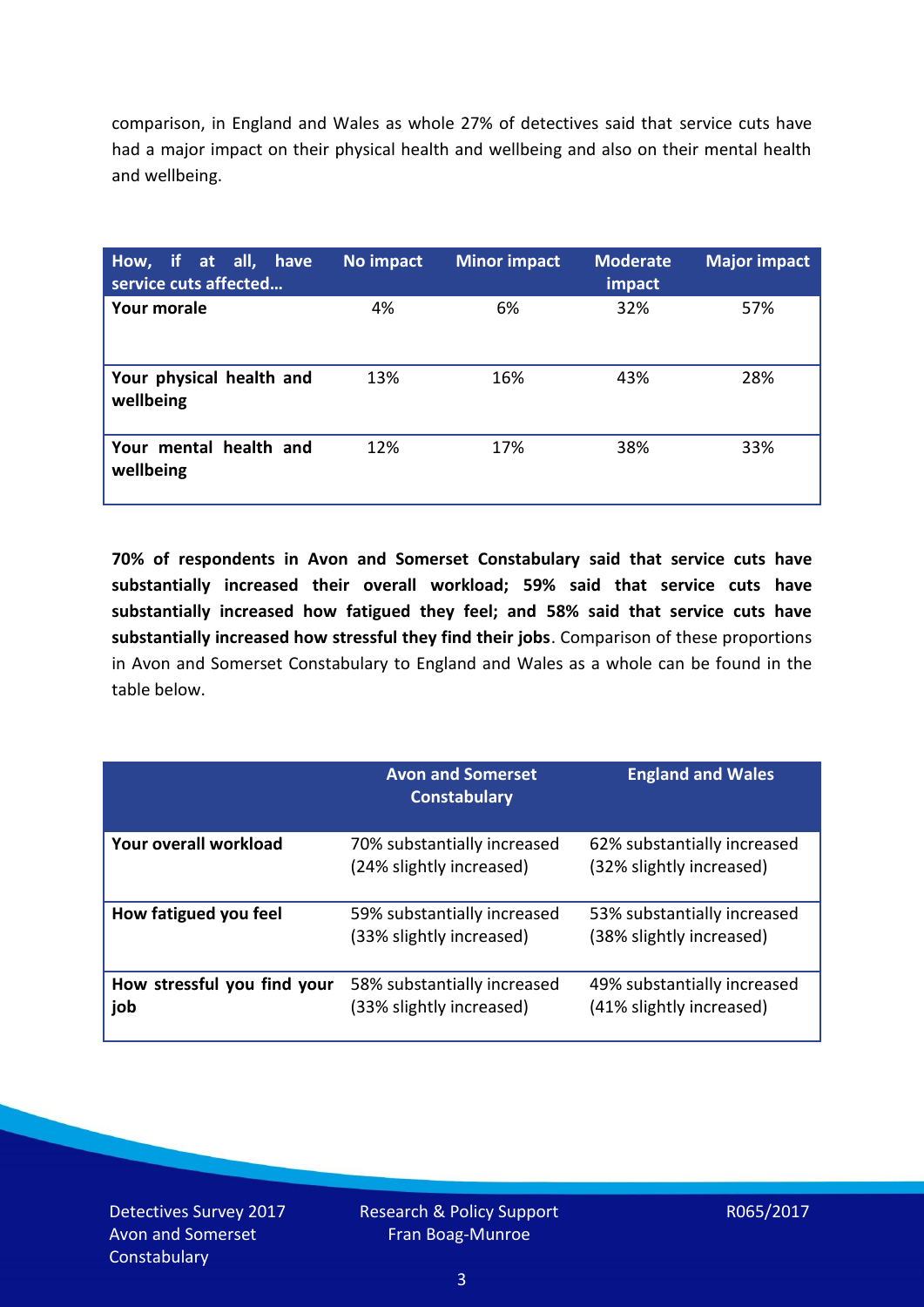comparison, in England and Wales as whole 27% of detectives said that service cuts have had a major impact on their physical health and wellbeing and also on their mental health and wellbeing.

| How, if at all, have service cuts affected… | No impact | Minor impact | Moderate impact | Major impact |
|---|---|---|---|---|
| **Your morale** | 4% | 6% | 32% | 57% |
| **Your physical health and wellbeing** | 13% | 16% | 43% | 28% |
| **Your mental health and wellbeing** | 12% | 17% | 38% | 33% |

**70% of respondents in Avon and Somerset Constabulary said that service cuts have substantially increased their overall workload; 59% said that service cuts have substantially increased how fatigued they feel; and 58% said that service cuts have substantially increased how stressful they find their jobs**. Comparison of these proportions in Avon and Somerset Constabulary to England and Wales as a whole can be found in the table below.

| | Avon and Somerset Constabulary | England and Wales |
|---|---|---|
| **Your overall workload** | 70% substantially increased (24% slightly increased) | 62% substantially increased (32% slightly increased) |
| **How fatigued you feel** | 59% substantially increased (33% slightly increased) | 53% substantially increased (38% slightly increased) |
| **How stressful you find your job** | 58% substantially increased (33% slightly increased) | 49% substantially increased (41% slightly increased) |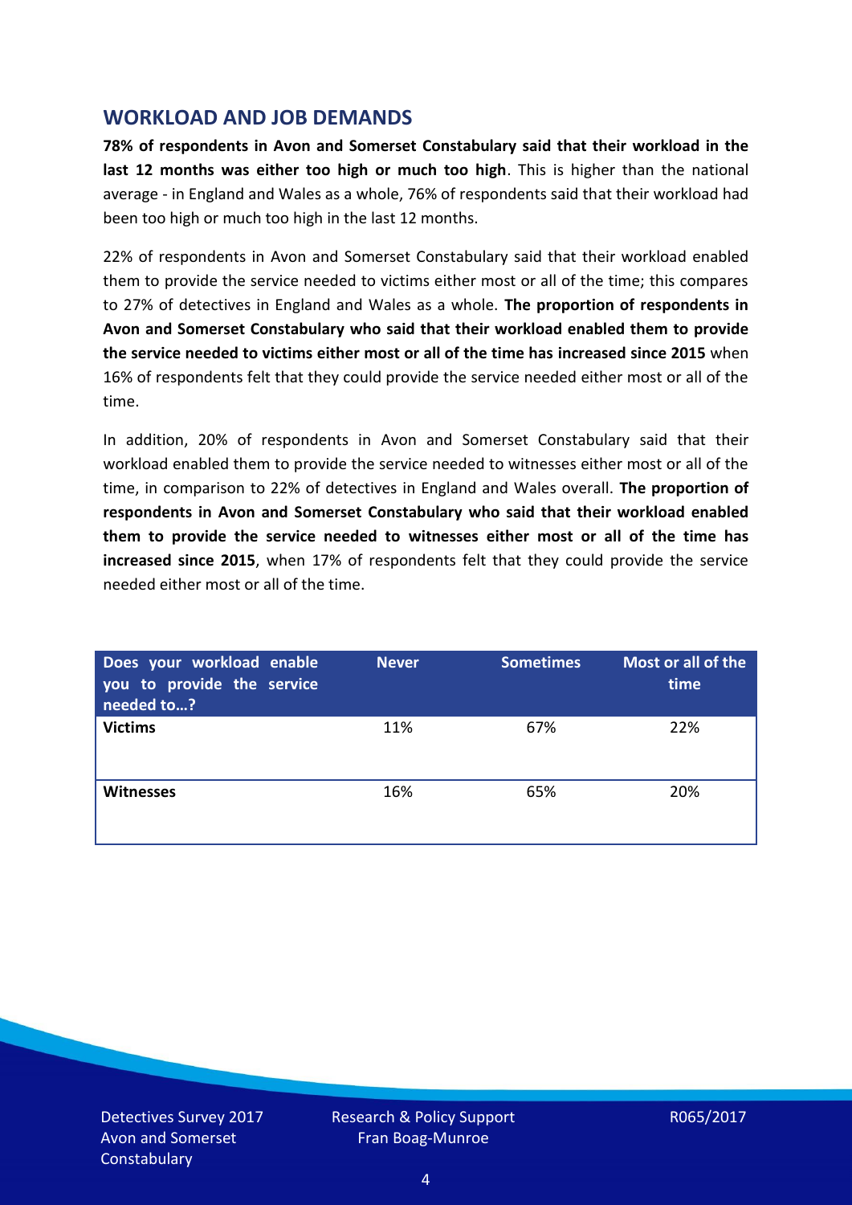## WORKLOAD AND JOB DEMANDS

**78% of respondents in Avon and Somerset Constabulary said that their workload in the last 12 months was either too high or much too high**. This is higher than the national average - in England and Wales as a whole, 76% of respondents said that their workload had been too high or much too high in the last 12 months.

22% of respondents in Avon and Somerset Constabulary said that their workload enabled them to provide the service needed to victims either most or all of the time; this compares to 27% of detectives in England and Wales as a whole. **The proportion of respondents in Avon and Somerset Constabulary who said that their workload enabled them to provide the service needed to victims either most or all of the time has increased since 2015** when 16% of respondents felt that they could provide the service needed either most or all of the time.

In addition, 20% of respondents in Avon and Somerset Constabulary said that their workload enabled them to provide the service needed to witnesses either most or all of the time, in comparison to 22% of detectives in England and Wales overall. **The proportion of respondents in Avon and Somerset Constabulary who said that their workload enabled them to provide the service needed to witnesses either most or all of the time has increased since 2015**, when 17% of respondents felt that they could provide the service needed either most or all of the time.

| Does your workload enable you to provide the service needed to…? | Never | Sometimes | Most or all of the time |
|---|---|---|---|
| **Victims** | 11% | 67% | 22% |
| **Witnesses** | 16% | 65% | 20% |

Detectives Survey 2017
Avon and Somerset Constabulary

Research & Policy Support
Fran Boag-Munroe

R065/2017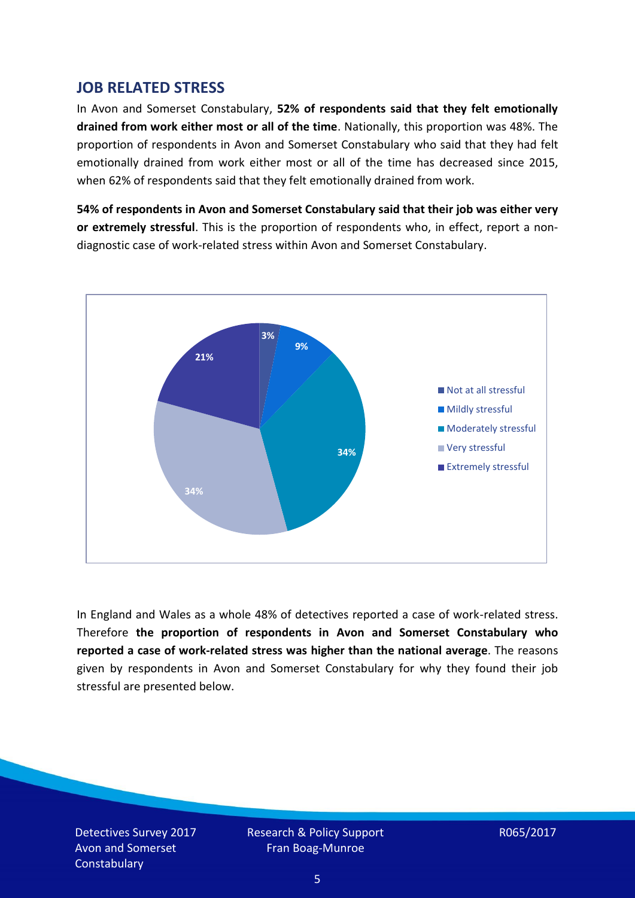## JOB RELATED STRESS

In Avon and Somerset Constabulary, **52% of respondents said that they felt emotionally drained from work either most or all of the time**. Nationally, this proportion was 48%. The proportion of respondents in Avon and Somerset Constabulary who said that they had felt emotionally drained from work either most or all of the time has decreased since 2015, when 62% of respondents said that they felt emotionally drained from work.

**54% of respondents in Avon and Somerset Constabulary said that their job was either very or extremely stressful**. This is the proportion of respondents who, in effect, report a non-diagnostic case of work-related stress within Avon and Somerset Constabulary.

| Response | Percentage |
| --- | --- |
| Not at all stressful | 3% |
| Mildly stressful | 9% |
| Moderately stressful | 34% |
| Very stressful | 34% |
| Extremely stressful | 21% |

In England and Wales as a whole 48% of detectives reported a case of work-related stress. Therefore **the proportion of respondents in Avon and Somerset Constabulary who reported a case of work-related stress was higher than the national average**. The reasons given by respondents in Avon and Somerset Constabulary for why they found their job stressful are presented below.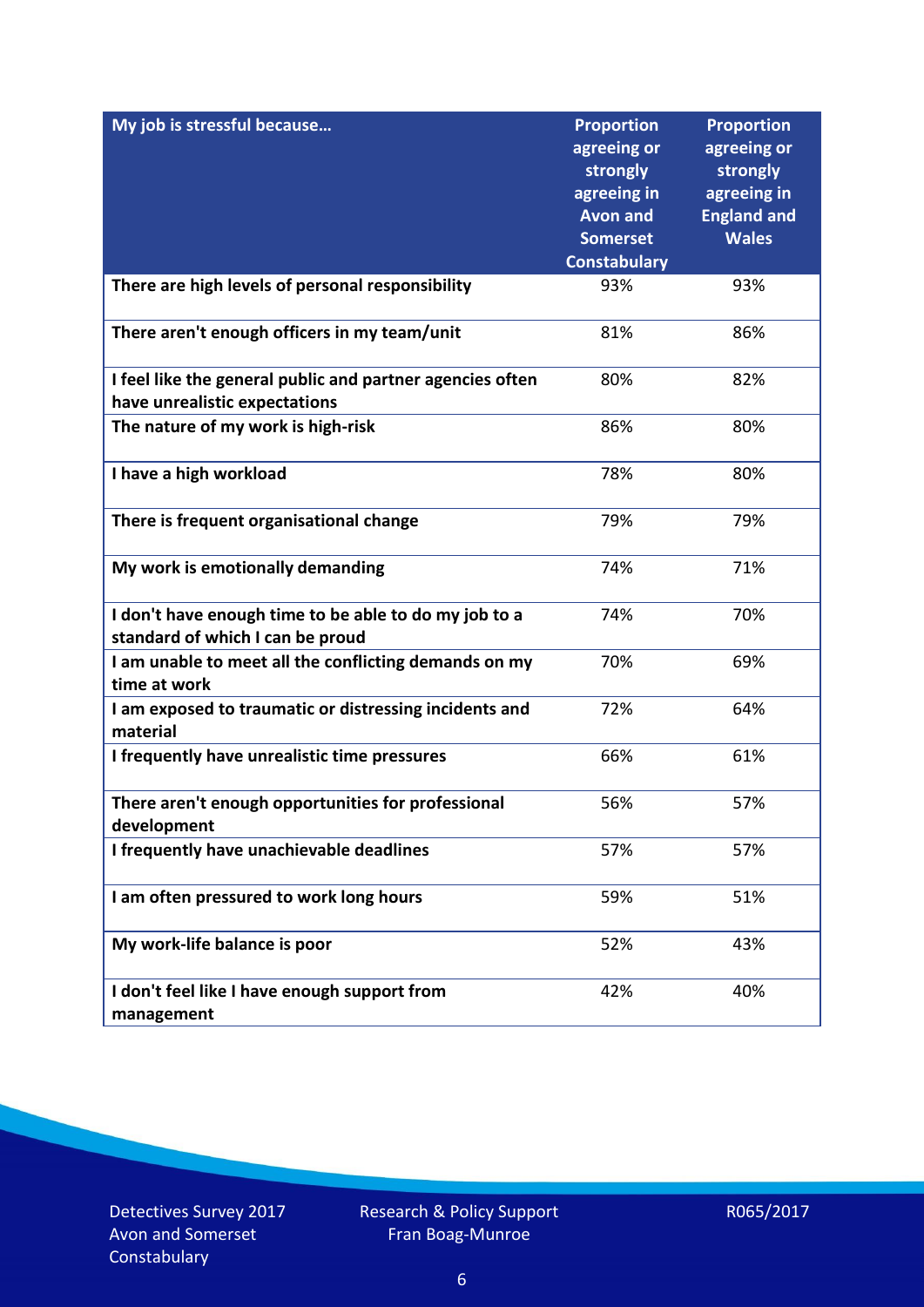| My job is stressful because… | Proportion agreeing or strongly agreeing in Avon and Somerset Constabulary | Proportion agreeing or strongly agreeing in England and Wales |
|---|---|---|
| There are high levels of personal responsibility | 93% | 93% |
| There aren't enough officers in my team/unit | 81% | 86% |
| I feel like the general public and partner agencies often have unrealistic expectations | 80% | 82% |
| The nature of my work is high-risk | 86% | 80% |
| I have a high workload | 78% | 80% |
| There is frequent organisational change | 79% | 79% |
| My work is emotionally demanding | 74% | 71% |
| I don't have enough time to be able to do my job to a standard of which I can be proud | 74% | 70% |
| I am unable to meet all the conflicting demands on my time at work | 70% | 69% |
| I am exposed to traumatic or distressing incidents and material | 72% | 64% |
| I frequently have unrealistic time pressures | 66% | 61% |
| There aren't enough opportunities for professional development | 56% | 57% |
| I frequently have unachievable deadlines | 57% | 57% |
| I am often pressured to work long hours | 59% | 51% |
| My work-life balance is poor | 52% | 43% |
| I don't feel like I have enough support from management | 42% | 40% |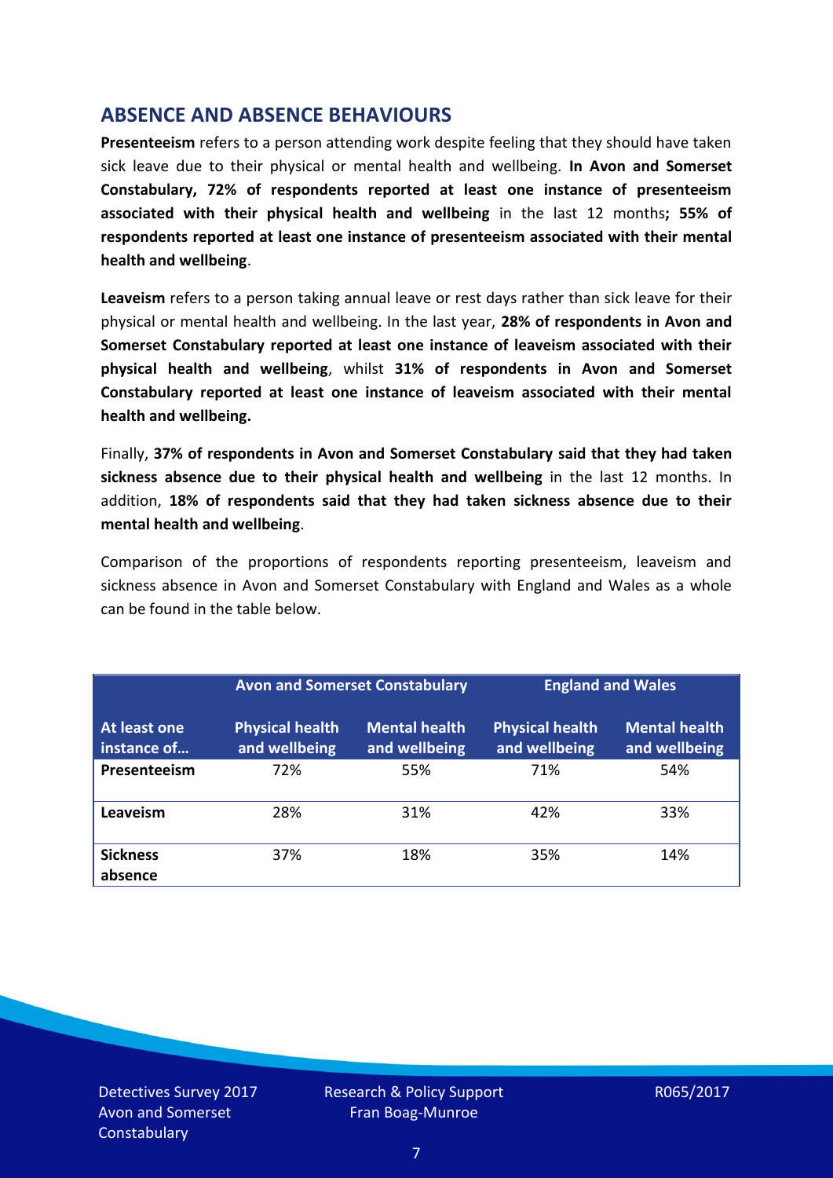## ABSENCE AND ABSENCE BEHAVIOURS

**Presenteeism** refers to a person attending work despite feeling that they should have taken sick leave due to their physical or mental health and wellbeing. **In Avon and Somerset Constabulary, 72% of respondents reported at least one instance of presenteeism associated with their physical health and wellbeing** in the last 12 months**; 55% of respondents reported at least one instance of presenteeism associated with their mental health and wellbeing**.

**Leaveism** refers to a person taking annual leave or rest days rather than sick leave for their physical or mental health and wellbeing. In the last year, **28% of respondents in Avon and Somerset Constabulary reported at least one instance of leaveism associated with their physical health and wellbeing**, whilst **31% of respondents in Avon and Somerset Constabulary reported at least one instance of leaveism associated with their mental health and wellbeing.**

Finally, **37% of respondents in Avon and Somerset Constabulary said that they had taken sickness absence due to their physical health and wellbeing** in the last 12 months. In addition, **18% of respondents said that they had taken sickness absence due to their mental health and wellbeing**.

Comparison of the proportions of respondents reporting presenteeism, leaveism and sickness absence in Avon and Somerset Constabulary with England and Wales as a whole can be found in the table below.

| | Avon and Somerset Constabulary | | England and Wales | |
|---|---|---|---|---|
| **At least one instance of…** | **Physical health and wellbeing** | **Mental health and wellbeing** | **Physical health and wellbeing** | **Mental health and wellbeing** |
| **Presenteeism** | 72% | 55% | 71% | 54% |
| **Leaveism** | 28% | 31% | 42% | 33% |
| **Sickness absence** | 37% | 18% | 35% | 14% |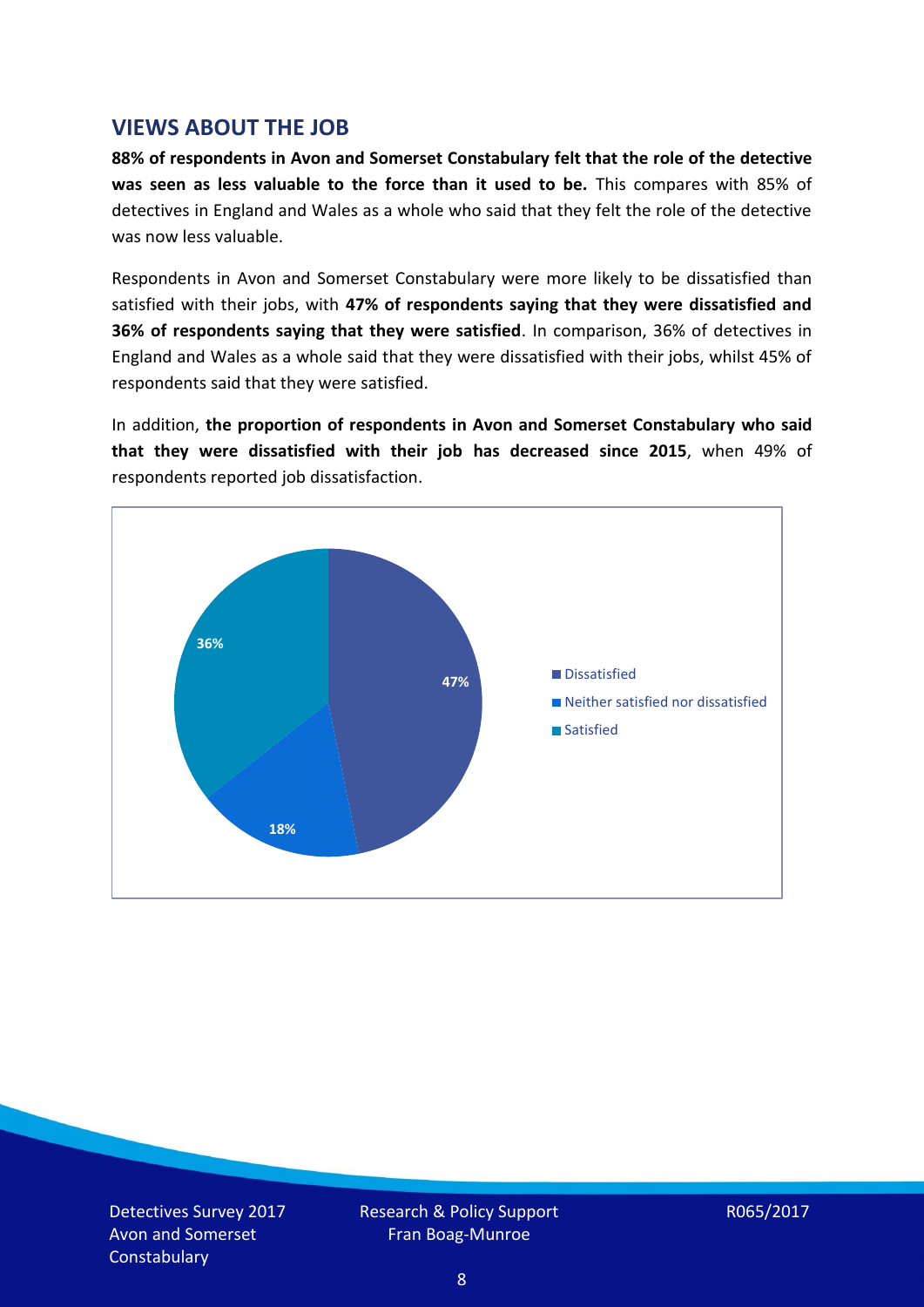## VIEWS ABOUT THE JOB

**88% of respondents in Avon and Somerset Constabulary felt that the role of the detective was seen as less valuable to the force than it used to be.** This compares with 85% of detectives in England and Wales as a whole who said that they felt the role of the detective was now less valuable.

Respondents in Avon and Somerset Constabulary were more likely to be dissatisfied than satisfied with their jobs, with **47% of respondents saying that they were dissatisfied and 36% of respondents saying that they were satisfied**. In comparison, 36% of detectives in England and Wales as a whole said that they were dissatisfied with their jobs, whilst 45% of respondents said that they were satisfied.

In addition, **the proportion of respondents in Avon and Somerset Constabulary who said that they were dissatisfied with their job has decreased since 2015**, when 49% of respondents reported job dissatisfaction.

| Response | Percentage |
| --- | --- |
| Dissatisfied | 47% |
| Neither satisfied nor dissatisfied | 18% |
| Satisfied | 36% |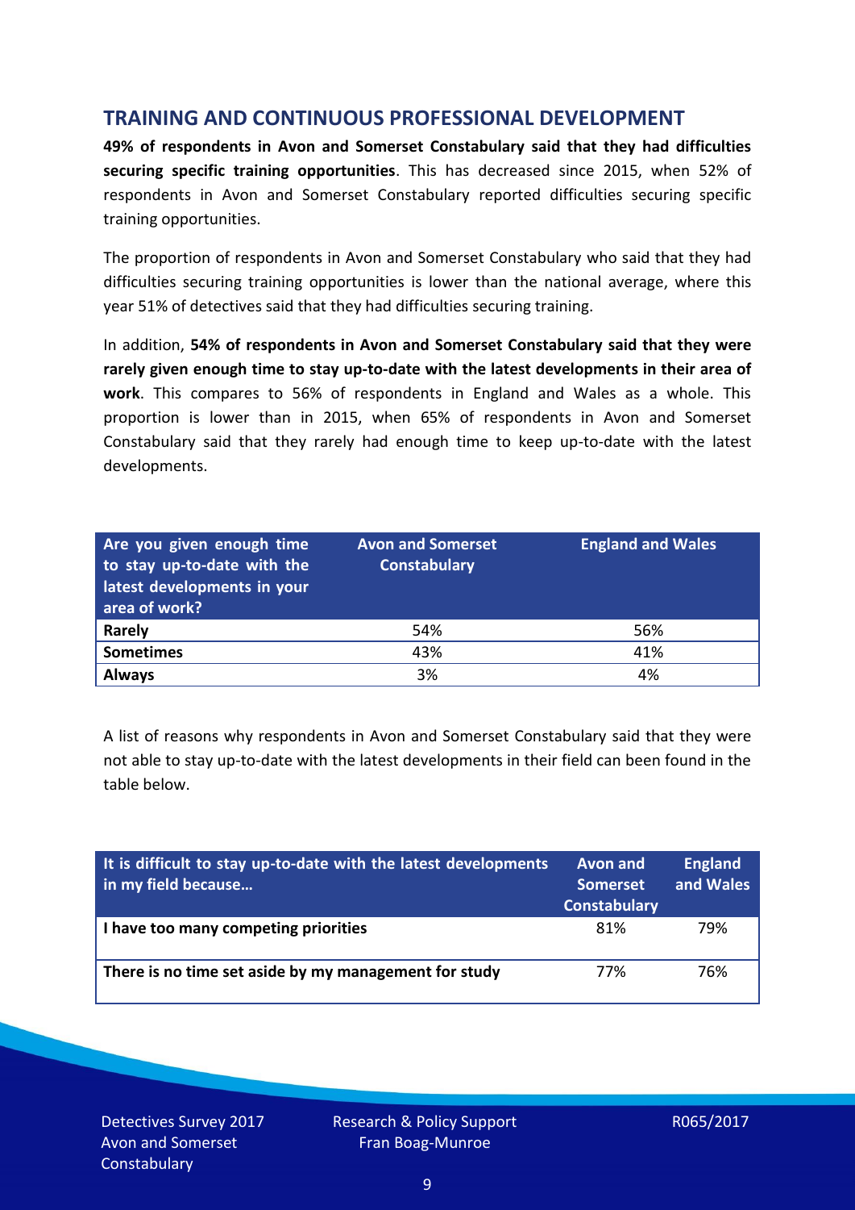## TRAINING AND CONTINUOUS PROFESSIONAL DEVELOPMENT

**49% of respondents in Avon and Somerset Constabulary said that they had difficulties securing specific training opportunities**. This has decreased since 2015, when 52% of respondents in Avon and Somerset Constabulary reported difficulties securing specific training opportunities.

The proportion of respondents in Avon and Somerset Constabulary who said that they had difficulties securing training opportunities is lower than the national average, where this year 51% of detectives said that they had difficulties securing training.

In addition, **54% of respondents in Avon and Somerset Constabulary said that they were rarely given enough time to stay up-to-date with the latest developments in their area of work**. This compares to 56% of respondents in England and Wales as a whole. This proportion is lower than in 2015, when 65% of respondents in Avon and Somerset Constabulary said that they rarely had enough time to keep up-to-date with the latest developments.

| Are you given enough time to stay up-to-date with the latest developments in your area of work? | Avon and Somerset Constabulary | England and Wales |
|---|---|---|
| **Rarely** | 54% | 56% |
| **Sometimes** | 43% | 41% |
| **Always** | 3% | 4% |

A list of reasons why respondents in Avon and Somerset Constabulary said that they were not able to stay up-to-date with the latest developments in their field can been found in the table below.

| It is difficult to stay up-to-date with the latest developments in my field because… | Avon and Somerset Constabulary | England and Wales |
|---|---|---|
| **I have too many competing priorities** | 81% | 79% |
| **There is no time set aside by my management for study** | 77% | 76% |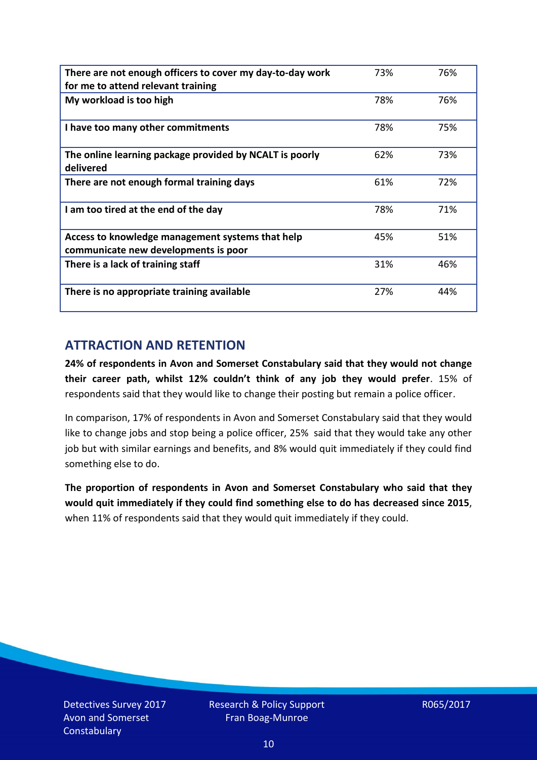| There are not enough officers to cover my day-to-day work for me to attend relevant training | 73% | 76% |
|---|---|---|
| My workload is too high | 78% | 76% |
| I have too many other commitments | 78% | 75% |
| The online learning package provided by NCALT is poorly delivered | 62% | 73% |
| There are not enough formal training days | 61% | 72% |
| I am too tired at the end of the day | 78% | 71% |
| Access to knowledge management systems that help communicate new developments is poor | 45% | 51% |
| There is a lack of training staff | 31% | 46% |
| There is no appropriate training available | 27% | 44% |

## ATTRACTION AND RETENTION

**24% of respondents in Avon and Somerset Constabulary said that they would not change their career path, whilst 12% couldn't think of any job they would prefer**. 15% of respondents said that they would like to change their posting but remain a police officer.

In comparison, 17% of respondents in Avon and Somerset Constabulary said that they would like to change jobs and stop being a police officer, 25% said that they would take any other job but with similar earnings and benefits, and 8% would quit immediately if they could find something else to do.

**The proportion of respondents in Avon and Somerset Constabulary who said that they would quit immediately if they could find something else to do has decreased since 2015**, when 11% of respondents said that they would quit immediately if they could.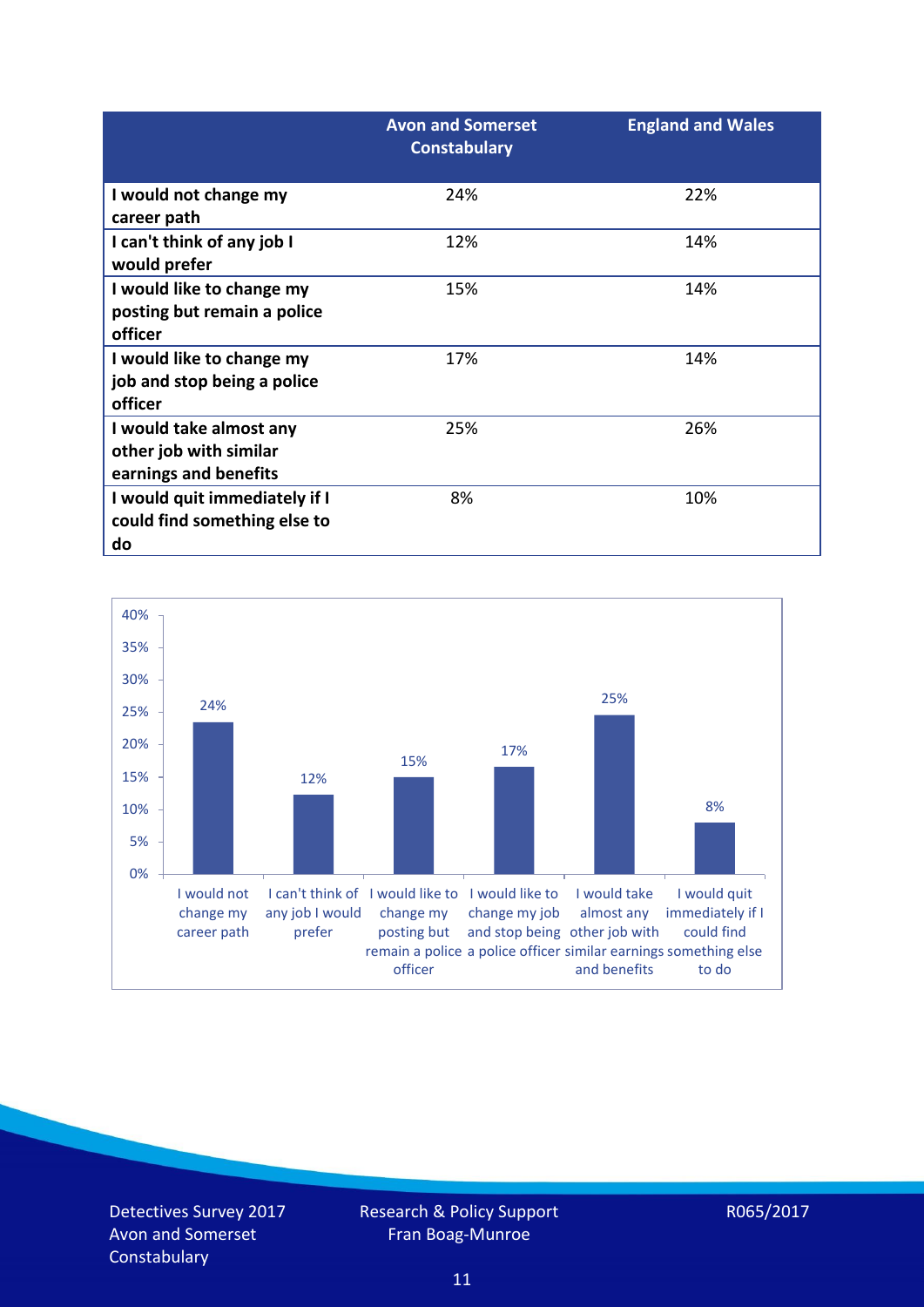| | Avon and Somerset Constabulary | England and Wales |
|---|---|---|
| I would not change my career path | 24% | 22% |
| I can't think of any job I would prefer | 12% | 14% |
| I would like to change my posting but remain a police officer | 15% | 14% |
| I would like to change my job and stop being a police officer | 17% | 14% |
| I would take almost any other job with similar earnings and benefits | 25% | 26% |
| I would quit immediately if I could find something else to do | 8% | 10% |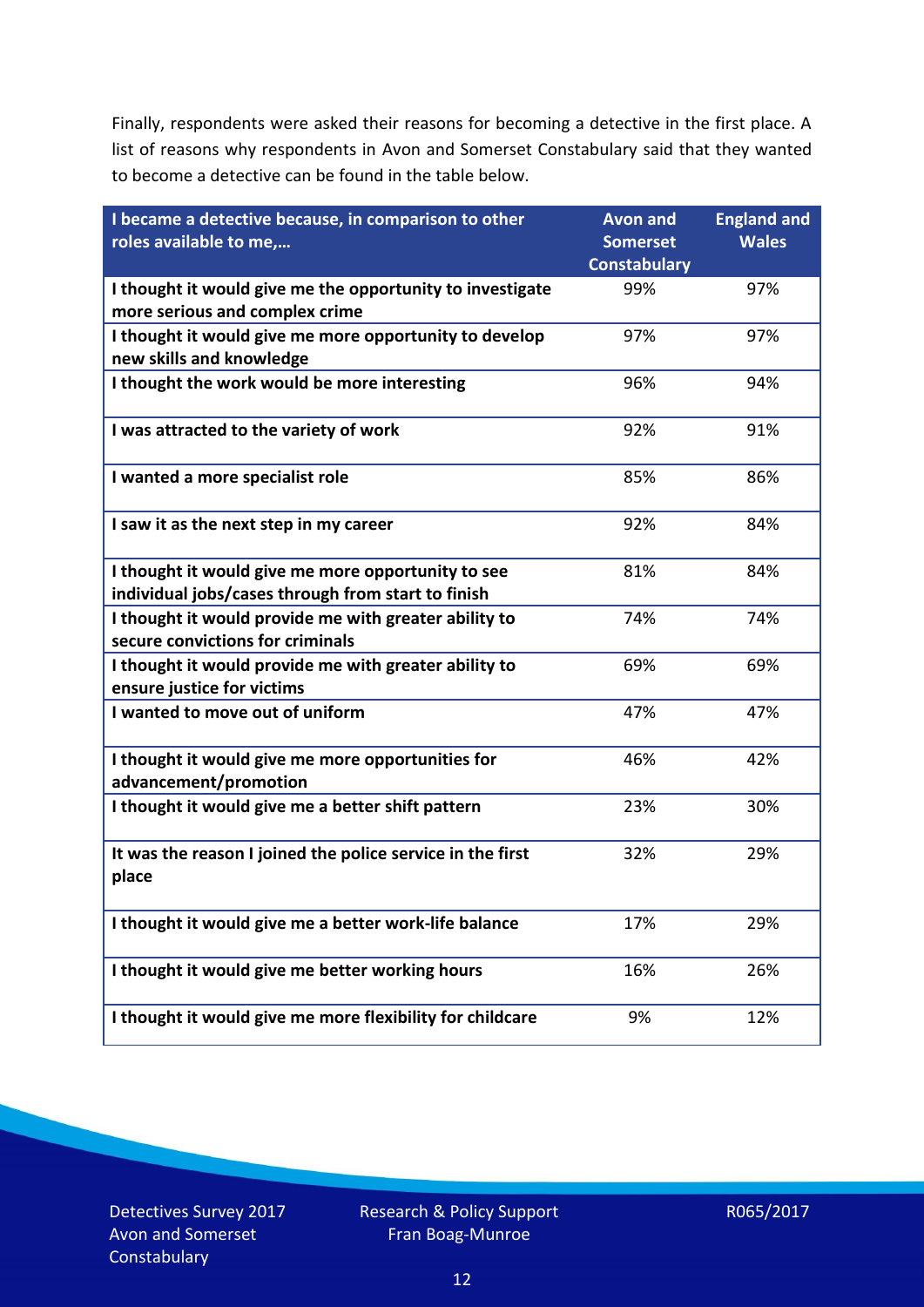Finally, respondents were asked their reasons for becoming a detective in the first place. A list of reasons why respondents in Avon and Somerset Constabulary said that they wanted to become a detective can be found in the table below.

| I became a detective because, in comparison to other roles available to me,… | Avon and Somerset Constabulary | England and Wales |
|---|---|---|
| I thought it would give me the opportunity to investigate more serious and complex crime | 99% | 97% |
| I thought it would give me more opportunity to develop new skills and knowledge | 97% | 97% |
| I thought the work would be more interesting | 96% | 94% |
| I was attracted to the variety of work | 92% | 91% |
| I wanted a more specialist role | 85% | 86% |
| I saw it as the next step in my career | 92% | 84% |
| I thought it would give me more opportunity to see individual jobs/cases through from start to finish | 81% | 84% |
| I thought it would provide me with greater ability to secure convictions for criminals | 74% | 74% |
| I thought it would provide me with greater ability to ensure justice for victims | 69% | 69% |
| I wanted to move out of uniform | 47% | 47% |
| I thought it would give me more opportunities for advancement/promotion | 46% | 42% |
| I thought it would give me a better shift pattern | 23% | 30% |
| It was the reason I joined the police service in the first place | 32% | 29% |
| I thought it would give me a better work-life balance | 17% | 29% |
| I thought it would give me better working hours | 16% | 26% |
| I thought it would give me more flexibility for childcare | 9% | 12% |